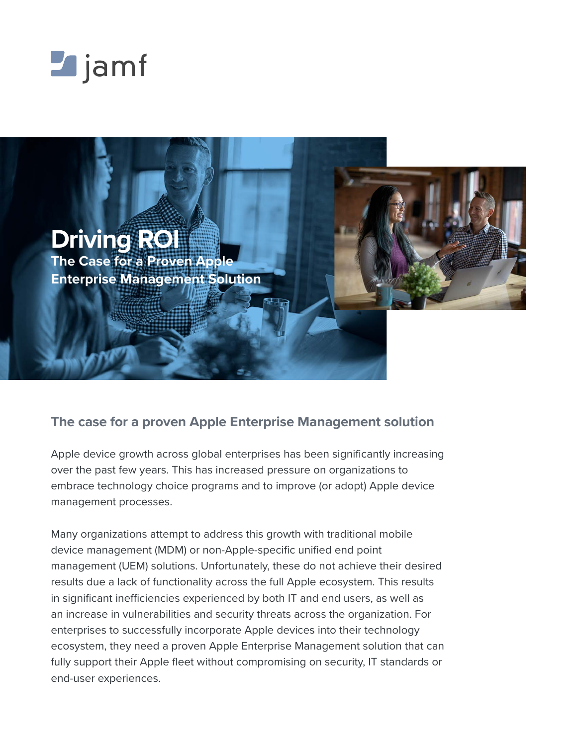jamf

# Driving ROI

## The Case for a Proven Apple Enterprise Management Solution

### The case for a proven Apple Enterprise Management solution

Apple device growth across global enterprises has been significantly increasing over the past few years. This has increased pressure on organizations to embrace technology choice programs and to improve (or adopt) Apple device management processes.

Many organizations attempt to address this growth with traditional mobile device management (MDM) or non-Apple-specific unified end point management (UEM) solutions. Unfortunately, these do not achieve their desired results due a lack of functionality across the full Apple ecosystem. This results in significant inefficiencies experienced by both IT and end users, as well as an increase in vulnerabilities and security threats across the organization. For enterprises to successfully incorporate Apple devices into their technology ecosystem, they need a proven Apple Enterprise Management solution that can fully support their Apple fleet without compromising on security, IT standards or end-user experiences.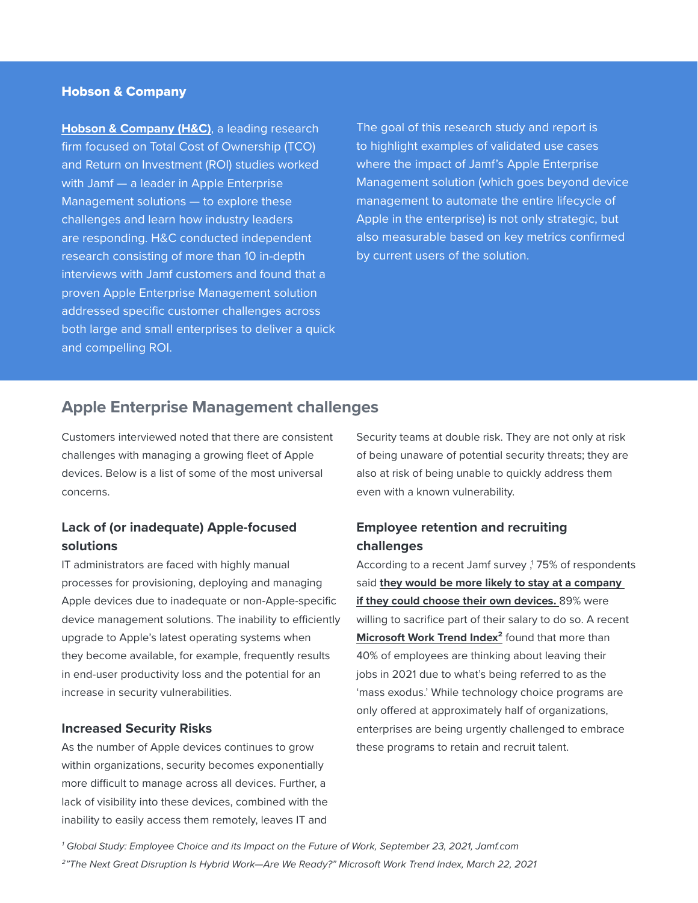## Hobson & Company

**Hobson & Company (H&C)**, a leading research firm focused on Total Cost of Ownership (TCO) and Return on Investment (ROI) studies worked with Jamf — a leader in Apple Enterprise Management solutions — to explore these challenges and learn how industry leaders are responding. H&C conducted independent research consisting of more than 10 in-depth interviews with Jamf customers and found that a proven Apple Enterprise Management solution addressed specific customer challenges across both large and small enterprises to deliver a quick and compelling ROI.

The goal of this research study and report is to highlight examples of validated use cases where the impact of Jamf's Apple Enterprise Management solution (which goes beyond device management to automate the entire lifecycle of Apple in the enterprise) is not only strategic, but also measurable based on key metrics confirmed by current users of the solution.

## Apple Enterprise Management challenges

Customers interviewed noted that there are consistent challenges with managing a growing fleet of Apple devices. Below is a list of some of the most universal concerns.

### Lack of (or inadequate) Apple-focused solutions

IT administrators are faced with highly manual processes for provisioning, deploying and managing Apple devices due to inadequate or non-Apple-specific device management solutions. The inability to efficiently upgrade to Apple's latest operating systems when they become available, for example, frequently results in end-user productivity loss and the potential for an increase in security vulnerabilities.

### Increased Security Risks

As the number of Apple devices continues to grow within organizations, security becomes exponentially more difficult to manage across all devices. Further, a lack of visibility into these devices, combined with the inability to easily access them remotely, leaves IT and Security teams at double risk. They are not only at risk of being unaware of potential security threats; they are also at risk of being unable to quickly address them even with a known vulnerability.

### Employee retention and recruiting challenges

According to a recent Jamf survey ,[1] 75% of respondents said **they would be more likely to stay at a company if they could choose their own devices.** 89% were willing to sacrifice part of their salary to do so. A recent **Microsoft Work Trend Index[2]** found that more than 40% of employees are thinking about leaving their jobs in 2021 due to what's being referred to as the 'mass exodus.' While technology choice programs are only offered at approximately half of organizations, enterprises are being urgently challenged to embrace these programs to retain and recruit talent.

*[1] Global Study: Employee Choice and its Impact on the Future of Work, September 23, 2021, Jamf.com*

*[2] "The Next Great Disruption Is Hybrid Work—Are We Ready?" Microsoft Work Trend Index, March 22, 2021*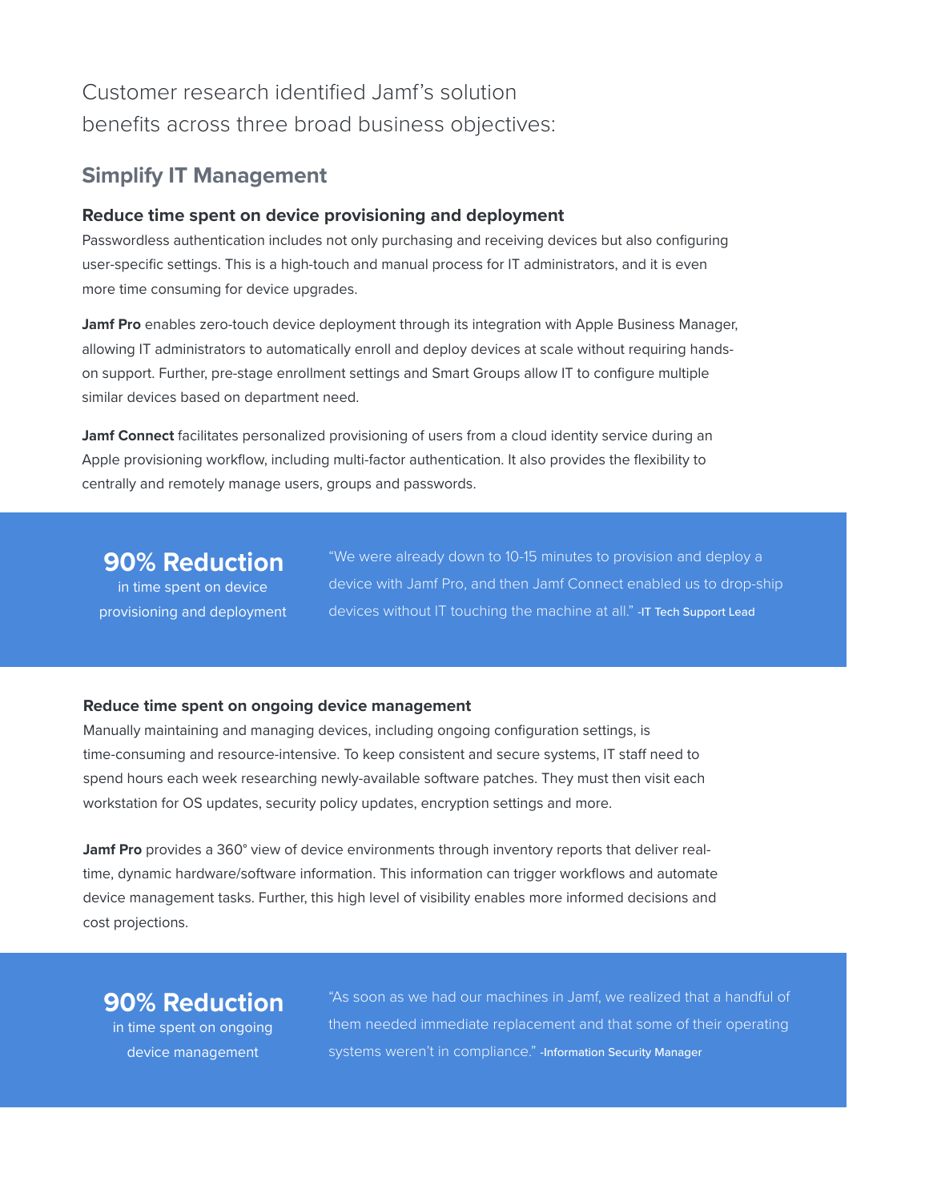Customer research identified Jamf's solution benefits across three broad business objectives:

## Simplify IT Management

### Reduce time spent on device provisioning and deployment

Passwordless authentication includes not only purchasing and receiving devices but also configuring user-specific settings. This is a high-touch and manual process for IT administrators, and it is even more time consuming for device upgrades.

**Jamf Pro** enables zero-touch device deployment through its integration with Apple Business Manager, allowing IT administrators to automatically enroll and deploy devices at scale without requiring hands-on support. Further, pre-stage enrollment settings and Smart Groups allow IT to configure multiple similar devices based on department need.

**Jamf Connect** facilitates personalized provisioning of users from a cloud identity service during an Apple provisioning workflow, including multi-factor authentication. It also provides the flexibility to centrally and remotely manage users, groups and passwords.

**90% Reduction**
in time spent on device provisioning and deployment

"We were already down to 10-15 minutes to provision and deploy a device with Jamf Pro, and then Jamf Connect enabled us to drop-ship devices without IT touching the machine at all." -IT Tech Support Lead

### Reduce time spent on ongoing device management

Manually maintaining and managing devices, including ongoing configuration settings, is time-consuming and resource-intensive. To keep consistent and secure systems, IT staff need to spend hours each week researching newly-available software patches. They must then visit each workstation for OS updates, security policy updates, encryption settings and more.

**Jamf Pro** provides a 360° view of device environments through inventory reports that deliver real-time, dynamic hardware/software information. This information can trigger workflows and automate device management tasks. Further, this high level of visibility enables more informed decisions and cost projections.

**90% Reduction**
in time spent on ongoing device management

"As soon as we had our machines in Jamf, we realized that a handful of them needed immediate replacement and that some of their operating systems weren't in compliance." -Information Security Manager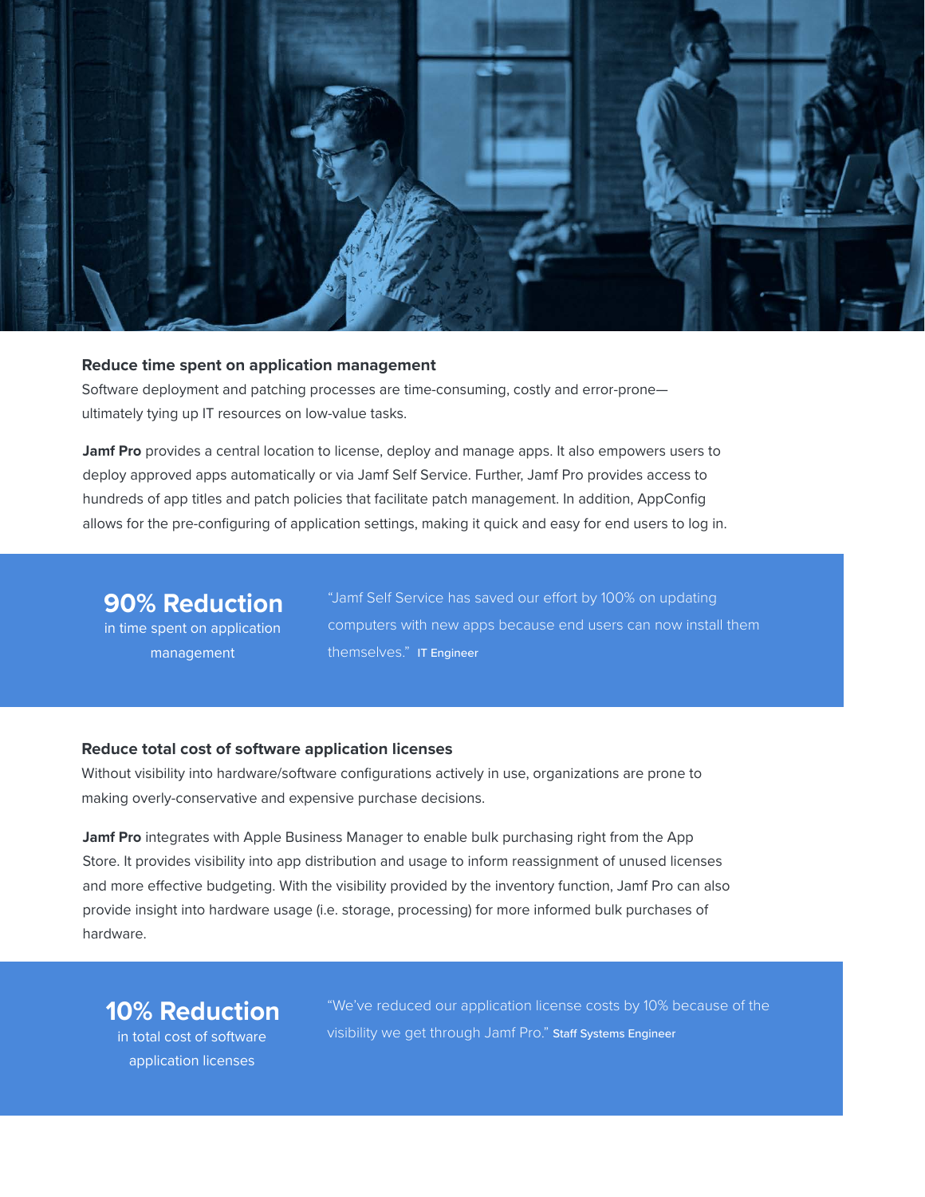### Reduce time spent on application management

Software deployment and patching processes are time-consuming, costly and error-prone—ultimately tying up IT resources on low-value tasks.

**Jamf Pro** provides a central location to license, deploy and manage apps. It also empowers users to deploy approved apps automatically or via Jamf Self Service. Further, Jamf Pro provides access to hundreds of app titles and patch policies that facilitate patch management. In addition, AppConfig allows for the pre-configuring of application settings, making it quick and easy for end users to log in.

**90% Reduction**
in time spent on application management

"Jamf Self Service has saved our effort by 100% on updating computers with new apps because end users can now install them themselves." IT Engineer

### Reduce total cost of software application licenses

Without visibility into hardware/software configurations actively in use, organizations are prone to making overly-conservative and expensive purchase decisions.

**Jamf Pro** integrates with Apple Business Manager to enable bulk purchasing right from the App Store. It provides visibility into app distribution and usage to inform reassignment of unused licenses and more effective budgeting. With the visibility provided by the inventory function, Jamf Pro can also provide insight into hardware usage (i.e. storage, processing) for more informed bulk purchases of hardware.

**10% Reduction**
in total cost of software application licenses

"We've reduced our application license costs by 10% because of the visibility we get through Jamf Pro." Staff Systems Engineer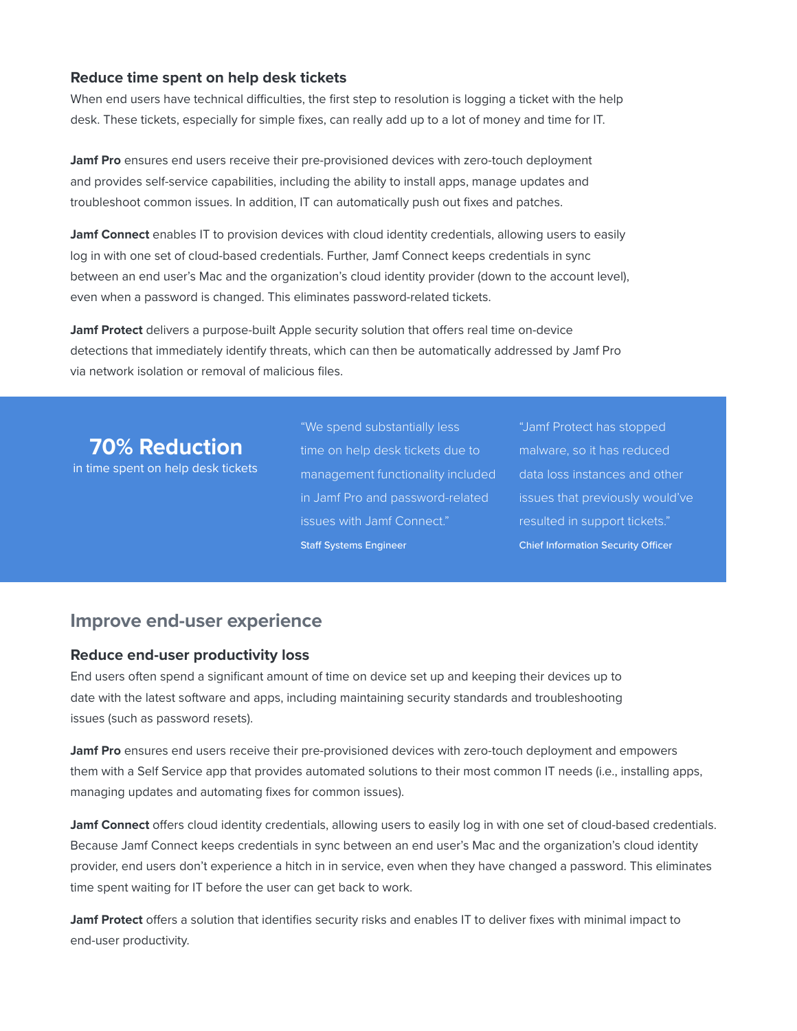### Reduce time spent on help desk tickets

When end users have technical difficulties, the first step to resolution is logging a ticket with the help desk. These tickets, especially for simple fixes, can really add up to a lot of money and time for IT.

**Jamf Pro** ensures end users receive their pre-provisioned devices with zero-touch deployment and provides self-service capabilities, including the ability to install apps, manage updates and troubleshoot common issues. In addition, IT can automatically push out fixes and patches.

**Jamf Connect** enables IT to provision devices with cloud identity credentials, allowing users to easily log in with one set of cloud-based credentials. Further, Jamf Connect keeps credentials in sync between an end user's Mac and the organization's cloud identity provider (down to the account level), even when a password is changed. This eliminates password-related tickets.

**Jamf Protect** delivers a purpose-built Apple security solution that offers real time on-device detections that immediately identify threats, which can then be automatically addressed by Jamf Pro via network isolation or removal of malicious files.

**70% Reduction**
in time spent on help desk tickets

"We spend substantially less time on help desk tickets due to management functionality included in Jamf Pro and password-related issues with Jamf Connect."

Staff Systems Engineer

"Jamf Protect has stopped malware, so it has reduced data loss instances and other issues that previously would've resulted in support tickets."

Chief Information Security Officer

## Improve end-user experience

### Reduce end-user productivity loss

End users often spend a significant amount of time on device set up and keeping their devices up to date with the latest software and apps, including maintaining security standards and troubleshooting issues (such as password resets).

**Jamf Pro** ensures end users receive their pre-provisioned devices with zero-touch deployment and empowers them with a Self Service app that provides automated solutions to their most common IT needs (i.e., installing apps, managing updates and automating fixes for common issues).

**Jamf Connect** offers cloud identity credentials, allowing users to easily log in with one set of cloud-based credentials. Because Jamf Connect keeps credentials in sync between an end user's Mac and the organization's cloud identity provider, end users don't experience a hitch in in service, even when they have changed a password. This eliminates time spent waiting for IT before the user can get back to work.

**Jamf Protect** offers a solution that identifies security risks and enables IT to deliver fixes with minimal impact to end-user productivity.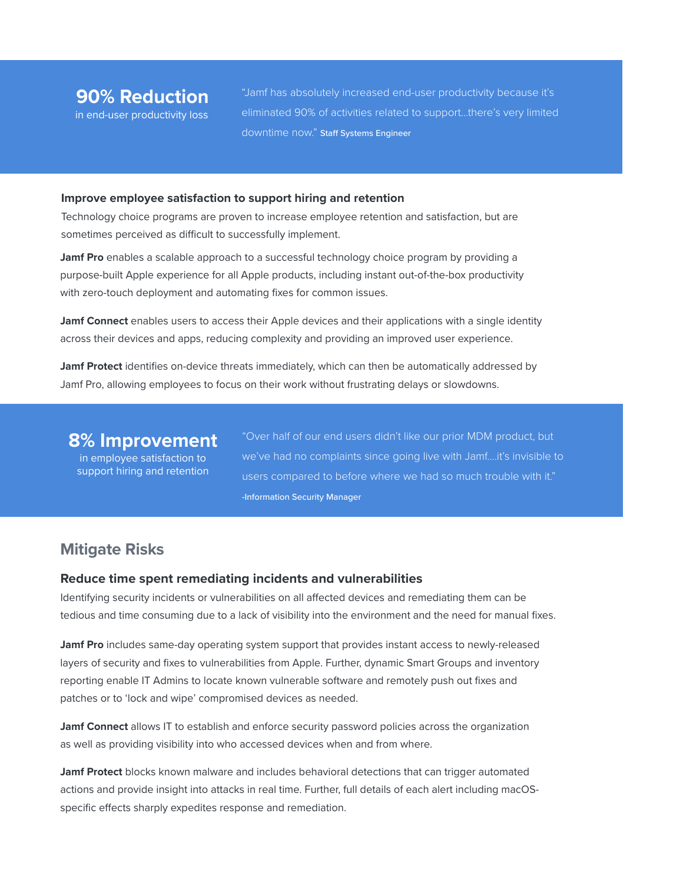**90% Reduction**
in end-user productivity loss

"Jamf has absolutely increased end-user productivity because it's eliminated 90% of activities related to support...there's very limited downtime now." Staff Systems Engineer

### Improve employee satisfaction to support hiring and retention

Technology choice programs are proven to increase employee retention and satisfaction, but are sometimes perceived as difficult to successfully implement.

**Jamf Pro** enables a scalable approach to a successful technology choice program by providing a purpose-built Apple experience for all Apple products, including instant out-of-the-box productivity with zero-touch deployment and automating fixes for common issues.

**Jamf Connect** enables users to access their Apple devices and their applications with a single identity across their devices and apps, reducing complexity and providing an improved user experience.

**Jamf Protect** identifies on-device threats immediately, which can then be automatically addressed by Jamf Pro, allowing employees to focus on their work without frustrating delays or slowdowns.

**8% Improvement**
in employee satisfaction to support hiring and retention

"Over half of our end users didn't like our prior MDM product, but we've had no complaints since going live with Jamf....it's invisible to users compared to before where we had so much trouble with it."
-Information Security Manager

## Mitigate Risks

### Reduce time spent remediating incidents and vulnerabilities

Identifying security incidents or vulnerabilities on all affected devices and remediating them can be tedious and time consuming due to a lack of visibility into the environment and the need for manual fixes.

**Jamf Pro** includes same-day operating system support that provides instant access to newly-released layers of security and fixes to vulnerabilities from Apple. Further, dynamic Smart Groups and inventory reporting enable IT Admins to locate known vulnerable software and remotely push out fixes and patches or to 'lock and wipe' compromised devices as needed.

**Jamf Connect** allows IT to establish and enforce security password policies across the organization as well as providing visibility into who accessed devices when and from where.

**Jamf Protect** blocks known malware and includes behavioral detections that can trigger automated actions and provide insight into attacks in real time. Further, full details of each alert including macOS-specific effects sharply expedites response and remediation.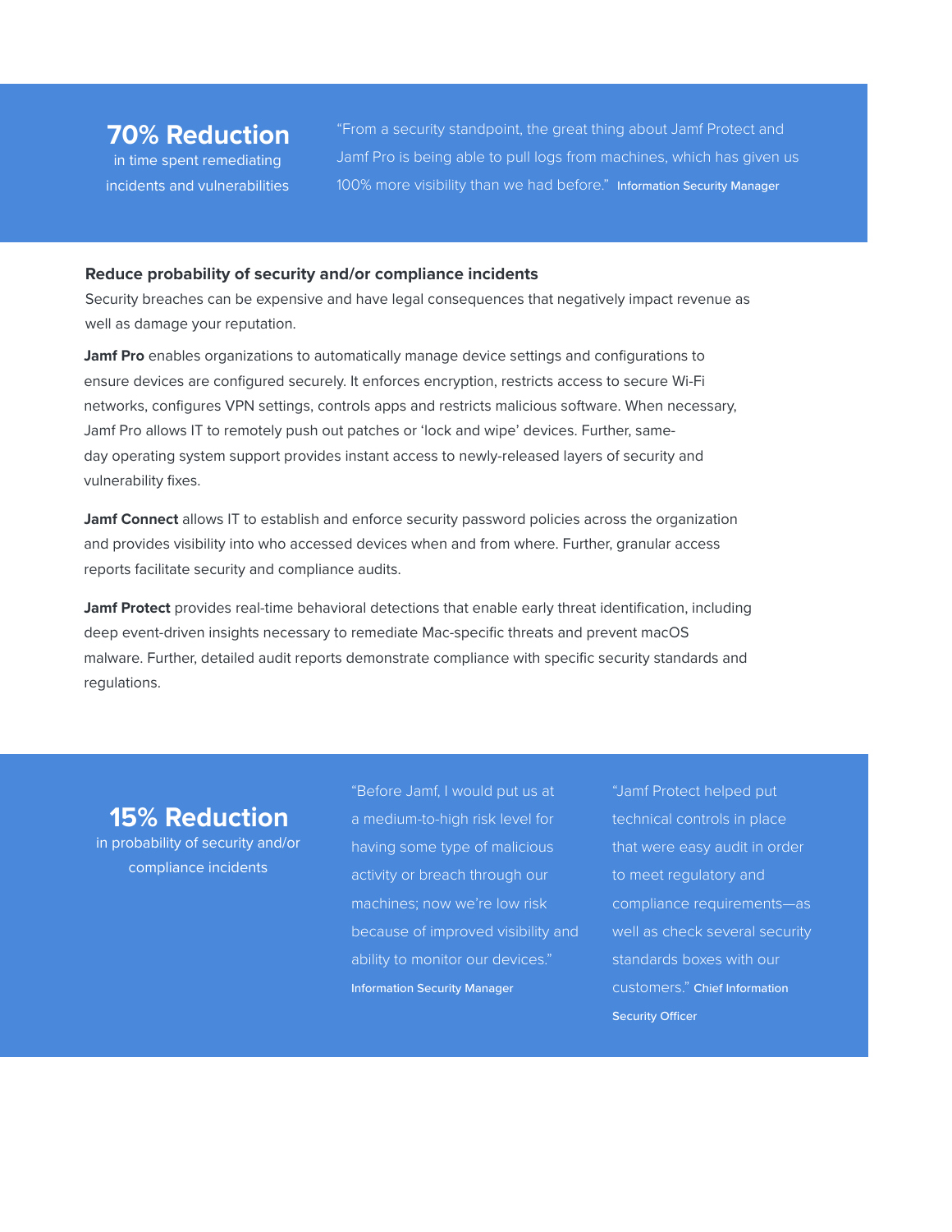**70% Reduction**
in time spent remediating incidents and vulnerabilities

"From a security standpoint, the great thing about Jamf Protect and Jamf Pro is being able to pull logs from machines, which has given us 100% more visibility than we had before." Information Security Manager

### Reduce probability of security and/or compliance incidents

Security breaches can be expensive and have legal consequences that negatively impact revenue as well as damage your reputation.

**Jamf Pro** enables organizations to automatically manage device settings and configurations to ensure devices are configured securely. It enforces encryption, restricts access to secure Wi-Fi networks, configures VPN settings, controls apps and restricts malicious software. When necessary, Jamf Pro allows IT to remotely push out patches or 'lock and wipe' devices. Further, same-day operating system support provides instant access to newly-released layers of security and vulnerability fixes.

**Jamf Connect** allows IT to establish and enforce security password policies across the organization and provides visibility into who accessed devices when and from where. Further, granular access reports facilitate security and compliance audits.

**Jamf Protect** provides real-time behavioral detections that enable early threat identification, including deep event-driven insights necessary to remediate Mac-specific threats and prevent macOS malware. Further, detailed audit reports demonstrate compliance with specific security standards and regulations.

**15% Reduction**
in probability of security and/or compliance incidents

"Before Jamf, I would put us at a medium-to-high risk level for having some type of malicious activity or breach through our machines; now we're low risk because of improved visibility and ability to monitor our devices." Information Security Manager

"Jamf Protect helped put technical controls in place that were easy audit in order to meet regulatory and compliance requirements—as well as check several security standards boxes with our customers." Chief Information Security Officer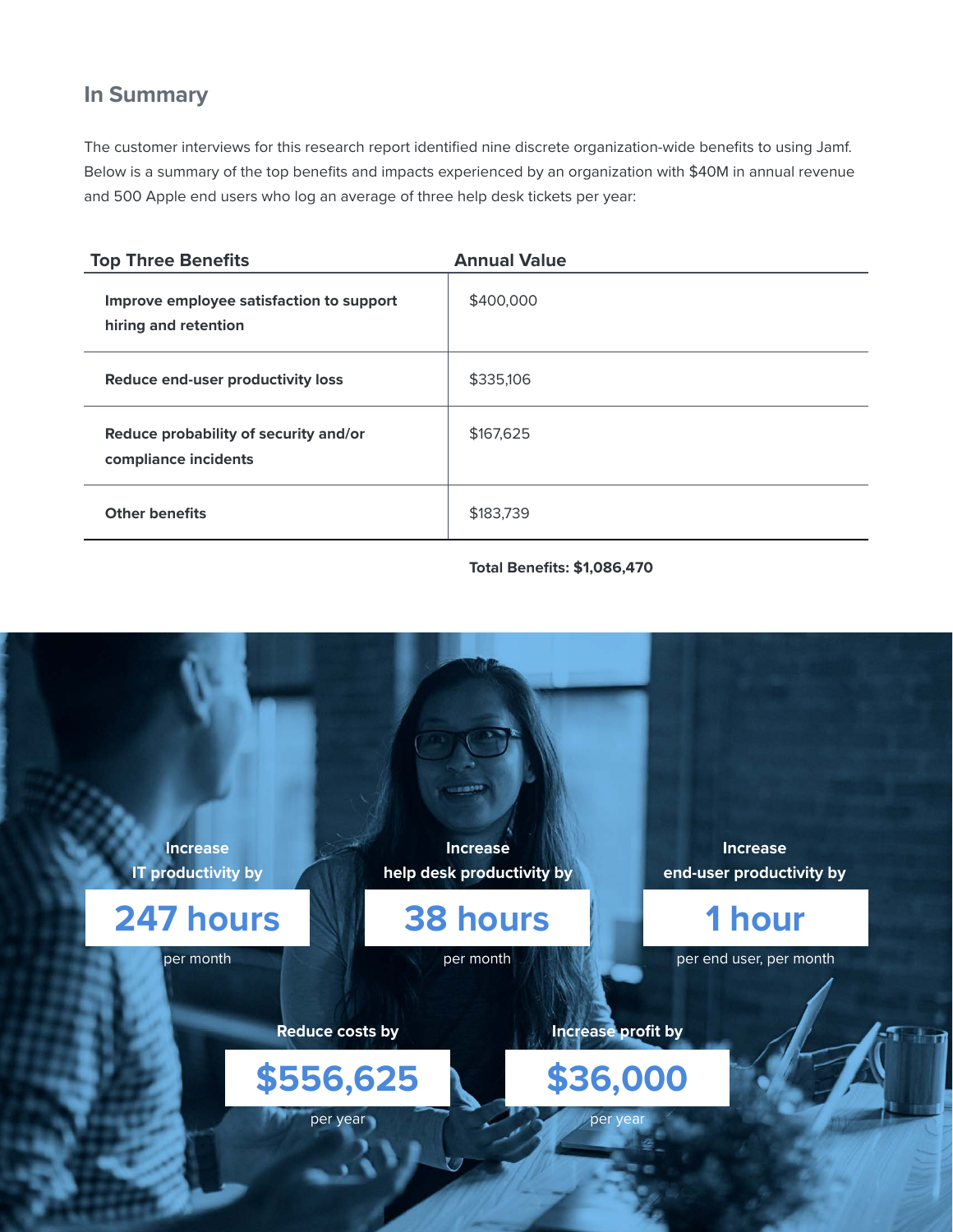## In Summary

The customer interviews for this research report identified nine discrete organization-wide benefits to using Jamf. Below is a summary of the top benefits and impacts experienced by an organization with $40M in annual revenue and 500 Apple end users who log an average of three help desk tickets per year:

| Top Three Benefits | Annual Value |
| --- | --- |
| **Improve employee satisfaction to support hiring and retention** | $400,000 |
| **Reduce end-user productivity loss** | $335,106 |
| **Reduce probability of security and/or compliance incidents** | $167,625 |
| **Other benefits** | $183,739 |

**Total Benefits: $1,086,470**

**Increase IT productivity by**

**247 hours**

per month

**Increase help desk productivity by**

**38 hours**

per month

**Increase end-user productivity by**

**1 hour**

per end user, per month

**Reduce costs by**

**$556,625**

per year

**Increase profit by**

**$36,000**

per year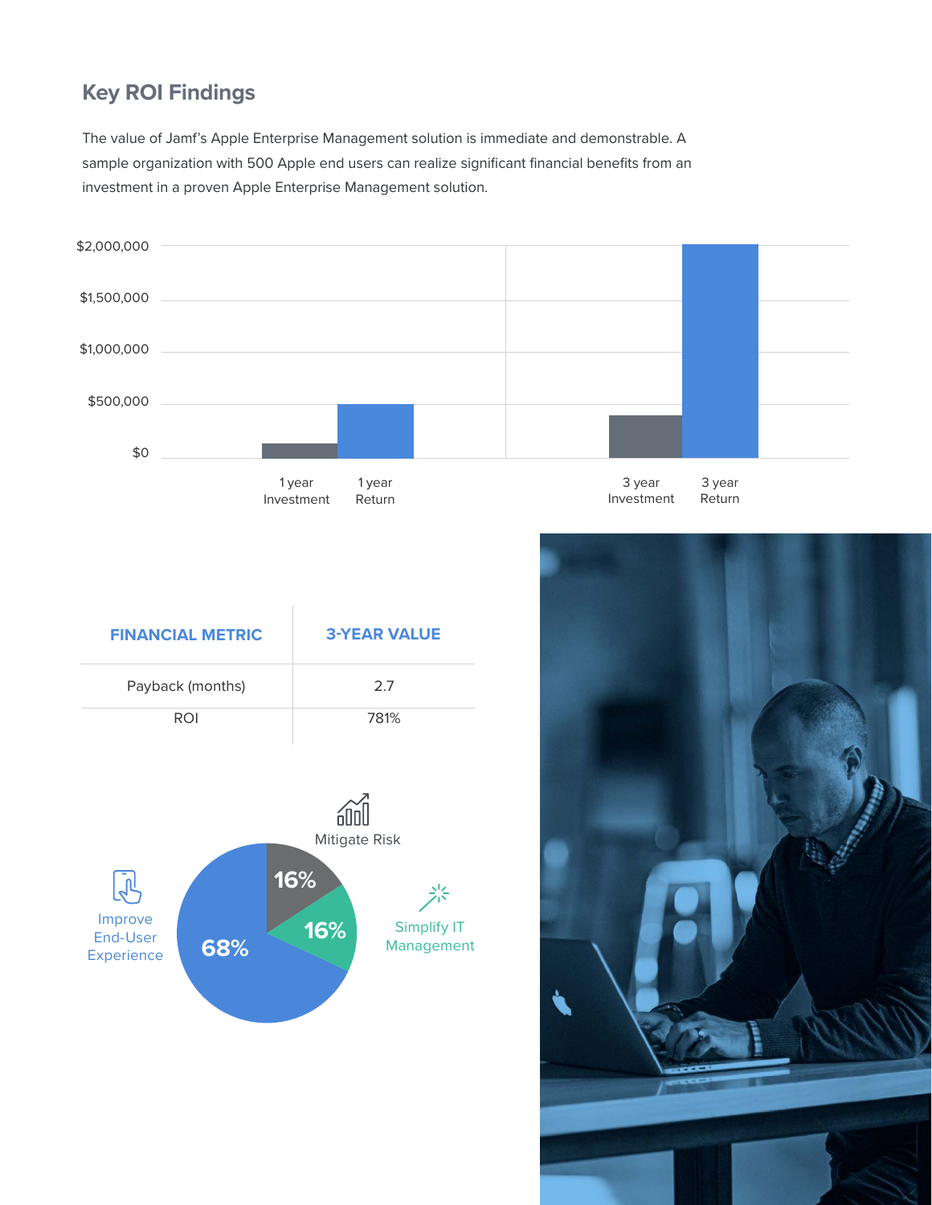## Key ROI Findings

The value of Jamf's Apple Enterprise Management solution is immediate and demonstrable. A sample organization with 500 Apple end users can realize significant financial benefits from an investment in a proven Apple Enterprise Management solution.

| FINANCIAL METRIC | 3-YEAR VALUE |
| --- | --- |
| Payback (months) | 2.7 |
| ROI | 781% |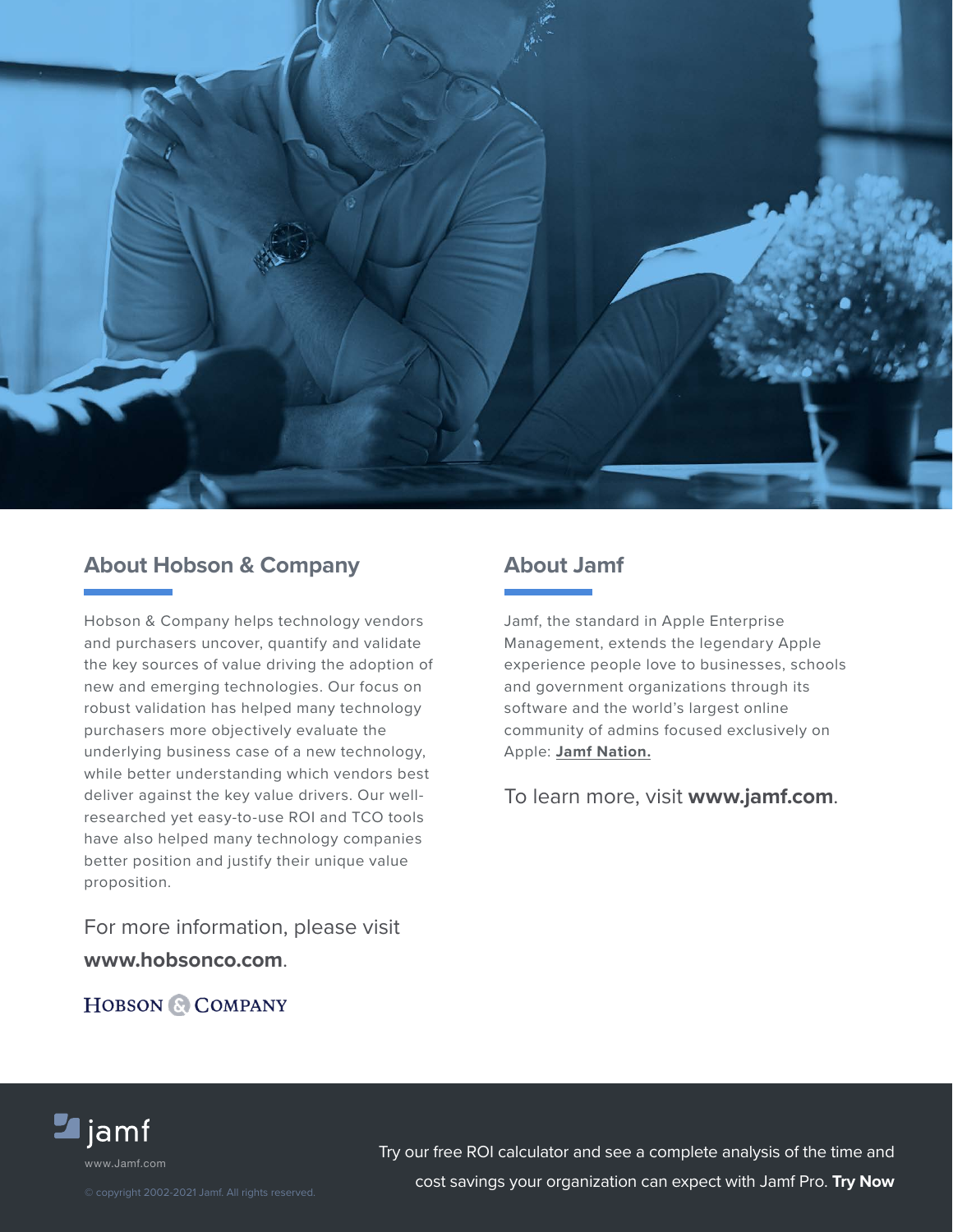## About Hobson & Company

Hobson & Company helps technology vendors and purchasers uncover, quantify and validate the key sources of value driving the adoption of new and emerging technologies. Our focus on robust validation has helped many technology purchasers more objectively evaluate the underlying business case of a new technology, while better understanding which vendors best deliver against the key value drivers. Our well-researched yet easy-to-use ROI and TCO tools have also helped many technology companies better position and justify their unique value proposition.

For more information, please visit **www.hobsonco.com**.

HOBSON & COMPANY

## About Jamf

Jamf, the standard in Apple Enterprise Management, extends the legendary Apple experience people love to businesses, schools and government organizations through its software and the world's largest online community of admins focused exclusively on Apple: **Jamf Nation.**

To learn more, visit **www.jamf.com**.

jamf

www.Jamf.com

© copyright 2002-2021 Jamf. All rights reserved.

Try our free ROI calculator and see a complete analysis of the time and cost savings your organization can expect with Jamf Pro. **Try Now**